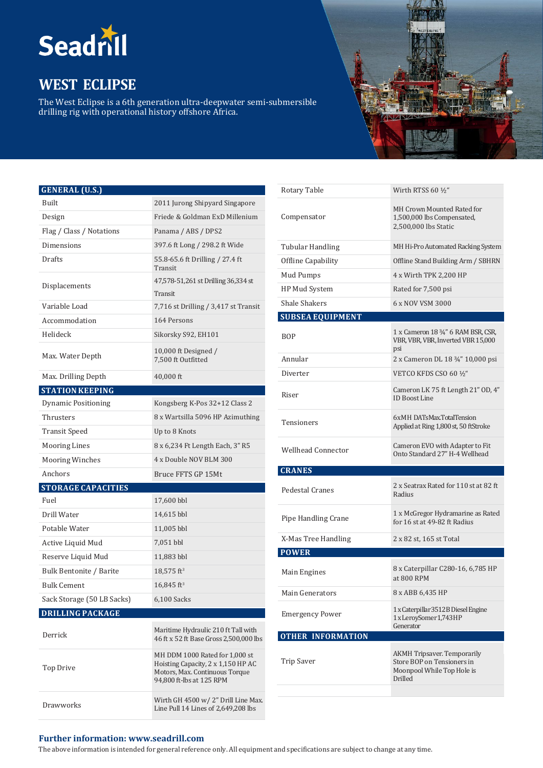# Seadrill

## WEST ECLIPSE

The West Eclipse is a 6th generation ultra-deepwater semi-submersible drilling rig with operational history offshore Africa.

| GENERAL (U.S.) | |
|---|---|
| Built | 2011 Jurong Shipyard Singapore |
| Design | Friede & Goldman ExD Millenium |
| Flag / Class / Notations | Panama / ABS / DPS2 |
| Dimensions | 397.6 ft Long / 298.2 ft Wide |
| Drafts | 55.8-65.6 ft Drilling / 27.4 ft Transit |
| Displacements | 47,578-51,261 st Drilling 36,334 st Transit |
| Variable Load | 7,716 st Drilling / 3,417 st Transit |
| Accommodation | 164 Persons |
| Helideck | Sikorsky S92, EH101 |
| Max. Water Depth | 10,000 ft Designed / 7,500 ft Outfitted |
| Max. Drilling Depth | 40,000 ft |
| **STATION KEEPING** | |
| Dynamic Positioning | Kongsberg K-Pos 32+12 Class 2 |
| Thrusters | 8 x Wartsilla 5096 HP Azimuthing |
| Transit Speed | Up to 8 Knots |
| Mooring Lines | 8 x 6,234 Ft Length Each, 3" R5 |
| Mooring Winches | 4 x Double NOV BLM 300 |
| Anchors | Bruce FFTS GP 15Mt |
| **STORAGE CAPACITIES** | |
| Fuel | 17,600 bbl |
| Drill Water | 14,615 bbl |
| Potable Water | 11,005 bbl |
| Active Liquid Mud | 7,051 bbl |
| Reserve Liquid Mud | 11,883 bbl |
| Bulk Bentonite / Barite | 18,575 ft³ |
| Bulk Cement | 16,845 ft³ |
| Sack Storage (50 LB Sacks) | 6,100 Sacks |
| **DRILLING PACKAGE** | |
| Derrick | Maritime Hydraulic 210 ft Tall with 46 ft x 52 ft Base Gross 2,500,000 lbs |
| Top Drive | MH DDM 1000 Rated for 1,000 st Hoisting Capacity, 2 x 1,150 HP AC Motors, Max. Continuous Torque 94,800 ft-lbs at 125 RPM |
| Drawworks | Wirth GH 4500 w/ 2" Drill Line Max. Line Pull 14 Lines of 2,649,208 lbs |
| Rotary Table | Wirth RTSS 60 ½" |
| Compensator | MH Crown Mounted Rated for 1,500,000 lbs Compensated, 2,500,000 lbs Static |
| Tubular Handling | MH Hi-Pro Automated Racking System |
| Offline Capability | Offline Stand Building Arm / SBHRN |
| Mud Pumps | 4 x Wirth TPK 2,200 HP |
| HP Mud System | Rated for 7,500 psi |
| Shale Shakers | 6 x NOV VSM 3000 |
| **SUBSEA EQUIPMENT** | |
| BOP | 1 x Cameron 18 ¾" 6 RAM BSR, CSR, VBR, VBR, VBR, Inverted VBR 15,000 psi |
| Annular | 2 x Cameron DL 18 ¾" 10,000 psi |
| Diverter | VETCO KFDS CSO 60 ½" |
| Riser | Cameron LK 75 ft Length 21" OD, 4" ID Boost Line |
| Tensioners | 6xMH DATsMax.TotalTension Applied at Ring 1,800 st, 50 ftStroke |
| Wellhead Connector | Cameron EVO with Adapter to Fit Onto Standard 27" H-4 Wellhead |
| **CRANES** | |
| Pedestal Cranes | 2 x Seatrax Rated for 110 st at 82 ft Radius |
| Pipe Handling Crane | 1 x McGregor Hydramarine as Rated for 16 st at 49-82 ft Radius |
| X-Mas Tree Handling | 2 x 82 st, 165 st Total |
| **POWER** | |
| Main Engines | 8 x Caterpillar C280-16, 6,785 HP at 800 RPM |
| Main Generators | 8 x ABB 6,435 HP |
| Emergency Power | 1 x Caterpillar 3512B Diesel Engine 1 x LeroySomer 1,743HP Generator |
| **OTHER INFORMATION** | |
| Trip Saver | AKMH Tripsaver. Temporarily Store BOP on Tensioners in Moonpool While Top Hole is Drilled |

**Further information: www.seadrill.com**

The above information is intended for general reference only. All equipment and specifications are subject to change at any time.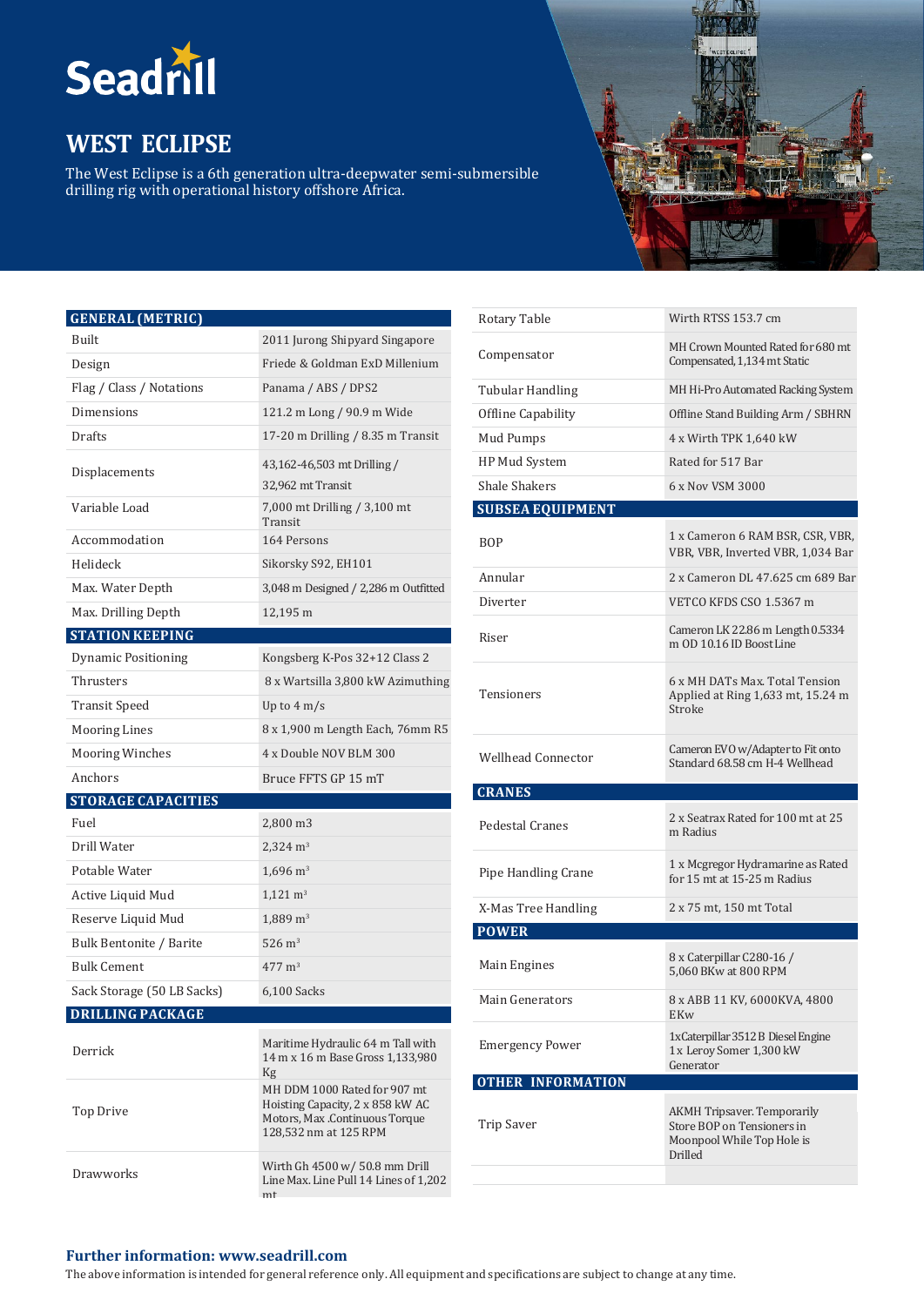# WEST ECLIPSE

The West Eclipse is a 6th generation ultra-deepwater semi-submersible drilling rig with operational history offshore Africa.

| GENERAL (METRIC) | |
|---|---|
| Built | 2011 Jurong Shipyard Singapore |
| Design | Friede & Goldman ExD Millenium |
| Flag / Class / Notations | Panama / ABS / DPS2 |
| Dimensions | 121.2 m Long / 90.9 m Wide |
| Drafts | 17-20 m Drilling / 8.35 m Transit |
| Displacements | 43,162-46,503 mt Drilling / 32,962 mt Transit |
| Variable Load | 7,000 mt Drilling / 3,100 mt Transit |
| Accommodation | 164 Persons |
| Helideck | Sikorsky S92, EH101 |
| Max. Water Depth | 3,048 m Designed / 2,286 m Outfitted |
| Max. Drilling Depth | 12,195 m |

| STATION KEEPING | |
|---|---|
| Dynamic Positioning | Kongsberg K-Pos 32+12 Class 2 |
| Thrusters | 8 x Wartsilla 3,800 kW Azimuthing |
| Transit Speed | Up to 4 m/s |
| Mooring Lines | 8 x 1,900 m Length Each, 76mm R5 |
| Mooring Winches | 4 x Double NOV BLM 300 |
| Anchors | Bruce FFTS GP 15 mT |

| STORAGE CAPACITIES | |
|---|---|
| Fuel | 2,800 m3 |
| Drill Water | 2,324 m³ |
| Potable Water | 1,696 m³ |
| Active Liquid Mud | 1,121 m³ |
| Reserve Liquid Mud | 1,889 m³ |
| Bulk Bentonite / Barite | 526 m³ |
| Bulk Cement | 477 m³ |
| Sack Storage (50 LB Sacks) | 6,100 Sacks |

| DRILLING PACKAGE | |
|---|---|
| Derrick | Maritime Hydraulic 64 m Tall with 14 m x 16 m Base Gross 1,133,980 Kg |
| Top Drive | MH DDM 1000 Rated for 907 mt Hoisting Capacity, 2 x 858 kW AC Motors, Max .Continuous Torque 128,532 nm at 125 RPM |
| Drawworks | Wirth Gh 4500 w/ 50.8 mm Drill Line Max. Line Pull 14 Lines of 1,202 mt |
| Rotary Table | Wirth RTSS 153.7 cm |
| Compensator | MH Crown Mounted Rated for 680 mt Compensated, 1,134 mt Static |
| Tubular Handling | MH Hi-Pro Automated Racking System |
| Offline Capability | Offline Stand Building Arm / SBHRN |
| Mud Pumps | 4 x Wirth TPK 1,640 kW |
| HP Mud System | Rated for 517 Bar |
| Shale Shakers | 6 x Nov VSM 3000 |

| SUBSEA EQUIPMENT | |
|---|---|
| BOP | 1 x Cameron 6 RAM BSR, CSR, VBR, VBR, VBR, Inverted VBR, 1,034 Bar |
| Annular | 2 x Cameron DL 47.625 cm 689 Bar |
| Diverter | VETCO KFDS CSO 1.5367 m |
| Riser | Cameron LK 22.86 m Length 0.5334 m OD 10.16 ID Boost Line |
| Tensioners | 6 x MH DATs Max. Total Tension Applied at Ring 1,633 mt, 15.24 m Stroke |
| Wellhead Connector | Cameron EVO w/Adapter to Fit onto Standard 68.58 cm H-4 Wellhead |

| CRANES | |
|---|---|
| Pedestal Cranes | 2 x Seatrax Rated for 100 mt at 25 m Radius |
| Pipe Handling Crane | 1 x Mcgregor Hydramarine as Rated for 15 mt at 15-25 m Radius |
| X-Mas Tree Handling | 2 x 75 mt, 150 mt Total |

| POWER | |
|---|---|
| Main Engines | 8 x Caterpillar C280-16 / 5,060 BKw at 800 RPM |
| Main Generators | 8 x ABB 11 KV, 6000KVA, 4800 EKw |
| Emergency Power | 1xCaterpillar 3512 B Diesel Engine 1x Leroy Somer 1,300 kW Generator |

| OTHER INFORMATION | |
|---|---|
| Trip Saver | AKMH Tripsaver. Temporarily Store BOP on Tensioners in Moonpool While Top Hole is Drilled |

**Further information: www.seadrill.com**

The above information is intended for general reference only. All equipment and specifications are subject to change at any time.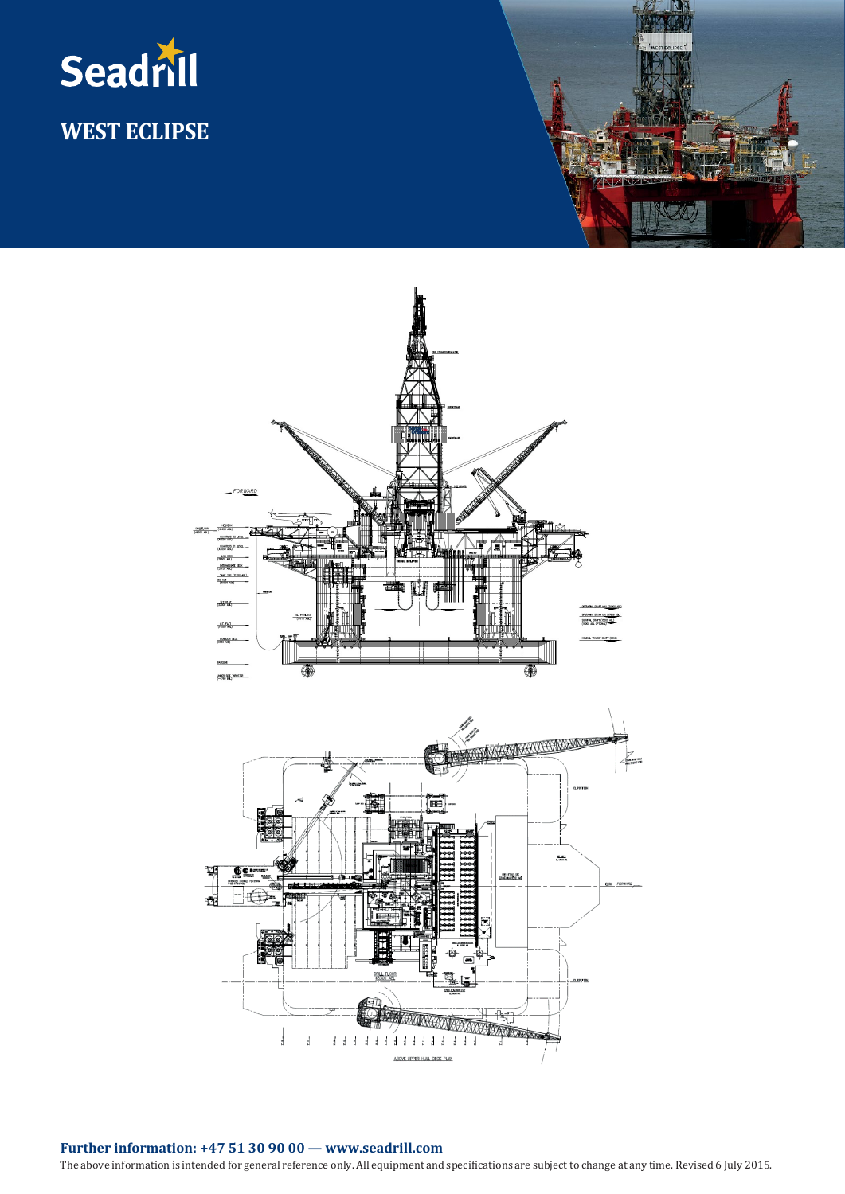# WEST ECLIPSE

**Further information: +47 51 30 90 00 — www.seadrill.com**

The above information is intended for general reference only. All equipment and specifications are subject to change at any time. Revised 6 July 2015.